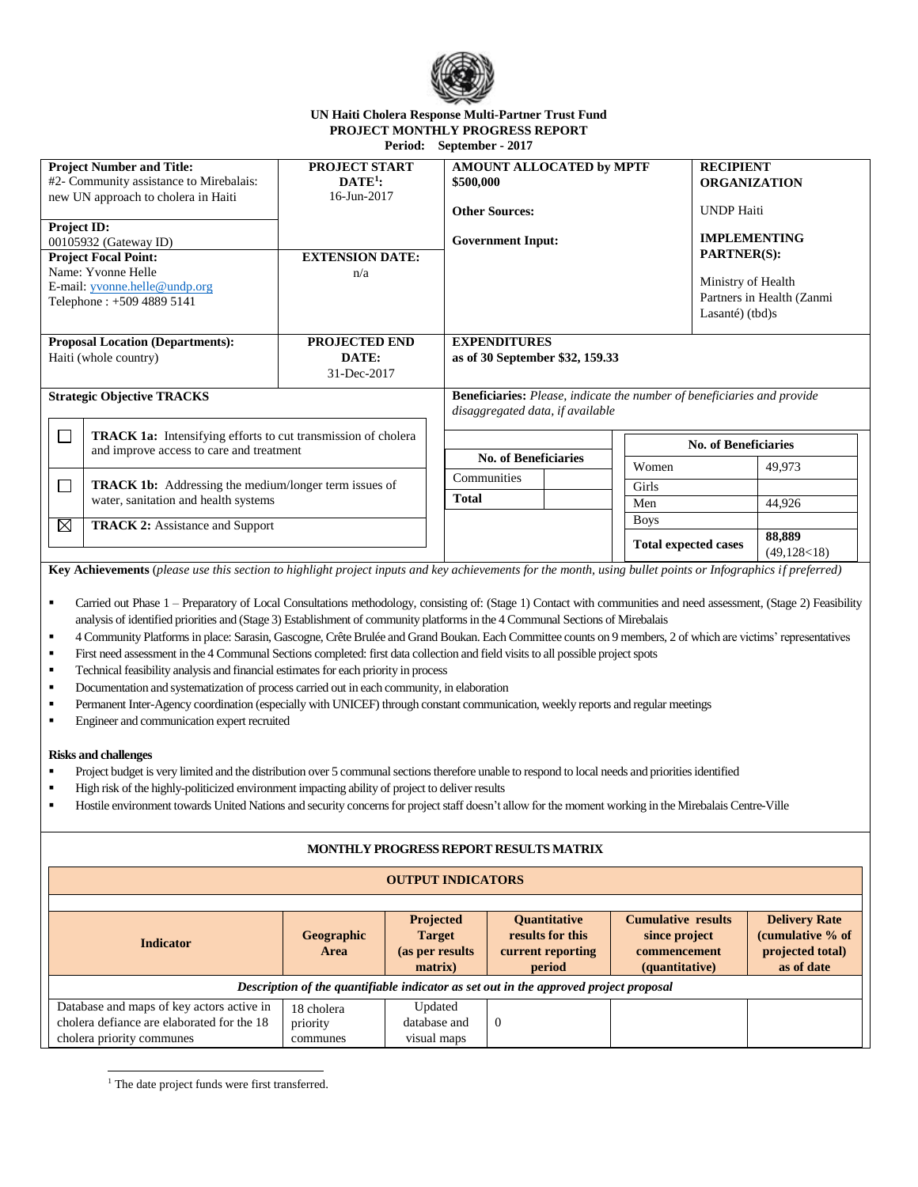**UN Haiti Cholera Response Multi-Partner Trust Fund**
**PROJECT MONTHLY PROGRESS REPORT**
**Period: September - 2017**

| **Project Number and Title:** #2- Community assistance to Mirebalais: new UN approach to cholera in Haiti | **PROJECT START DATE[1]:** 16-Jun-2017 | **AMOUNT ALLOCATED by MPTF** **$500,000** | **RECIPIENT ORGANIZATION** UNDP Haiti |
|---|---|---|---|
| **Project ID:** 00105932 (Gateway ID) | | **Other Sources:** | |
| **Project Focal Point:** Name: Yvonne Helle E-mail: yvonne.helle@undp.org Telephone : +509 4889 5141 | **EXTENSION DATE:** n/a | **Government Input:** | **IMPLEMENTING PARTNER(S):** Ministry of Health Partners in Health (Zanmi Lasanté) (tbd)s |
| **Proposal Location (Departments):** Haiti (whole country) | **PROJECTED END DATE:** 31-Dec-2017 | **EXPENDITURES as of 30 September $32, 159.33** | |

**Strategic Objective TRACKS**

| | |
|---|---|
| ☐ | **TRACK 1a:** Intensifying efforts to cut transmission of cholera and improve access to care and treatment |
| ☐ | **TRACK 1b:** Addressing the medium/longer term issues of water, sanitation and health systems |
| ☒ | **TRACK 2:** Assistance and Support |

**Beneficiaries:** *Please, indicate the number of beneficiaries and provide disaggregated data, if available*

| **No. of Beneficiaries** | |
|---|---|
| Communities | |
| **Total** | |

| **No. of Beneficiaries** | |
|---|---|
| Women | 49,973 |
| Girls | |
| Men | 44,926 |
| Boys | |
| **Total expected cases** | **88,889** (49,128<18) |

**Key Achievements** (*please use this section to highlight project inputs and key achievements for the month, using bullet points or Infographics if preferred*)

- Carried out Phase 1 – Preparatory of Local Consultations methodology, consisting of: (Stage 1) Contact with communities and need assessment, (Stage 2) Feasibility analysis of identified priorities and (Stage 3) Establishment of community platforms in the 4 Communal Sections of Mirebalais
- 4 Community Platforms in place: Sarasin, Gascogne, Crête Brulée and Grand Boukan. Each Committee counts on 9 members, 2 of which are victims' representatives
- First need assessment in the 4 Communal Sections completed: first data collection and field visits to all possible project spots
- Technical feasibility analysis and financial estimates for each priority in process
- Documentation and systematization of process carried out in each community, in elaboration
- Permanent Inter-Agency coordination (especially with UNICEF) through constant communication, weekly reports and regular meetings
- Engineer and communication expert recruited

**Risks and challenges**

- Project budget is very limited and the distribution over 5 communal sections therefore unable to respond to local needs and priorities identified
- High risk of the highly-politicized environment impacting ability of project to deliver results
- Hostile environment towards United Nations and security concerns for project staff doesn't allow for the moment working in the Mirebalais Centre-Ville

**MONTHLY PROGRESS REPORT RESULTS MATRIX**

**OUTPUT INDICATORS**

| Indicator | Geographic Area | Projected Target (as per results matrix) | Quantitative results for this current reporting period | Cumulative results since project commencement (quantitative) | Delivery Rate (cumulative % of projected total) as of date |
|---|---|---|---|---|---|
| *Description of the quantifiable indicator as set out in the approved project proposal* | | | | | |
| Database and maps of key actors active in cholera defiance are elaborated for the 18 cholera priority communes | 18 cholera priority communes | Updated database and visual maps | 0 | | |

[1] The date project funds were first transferred.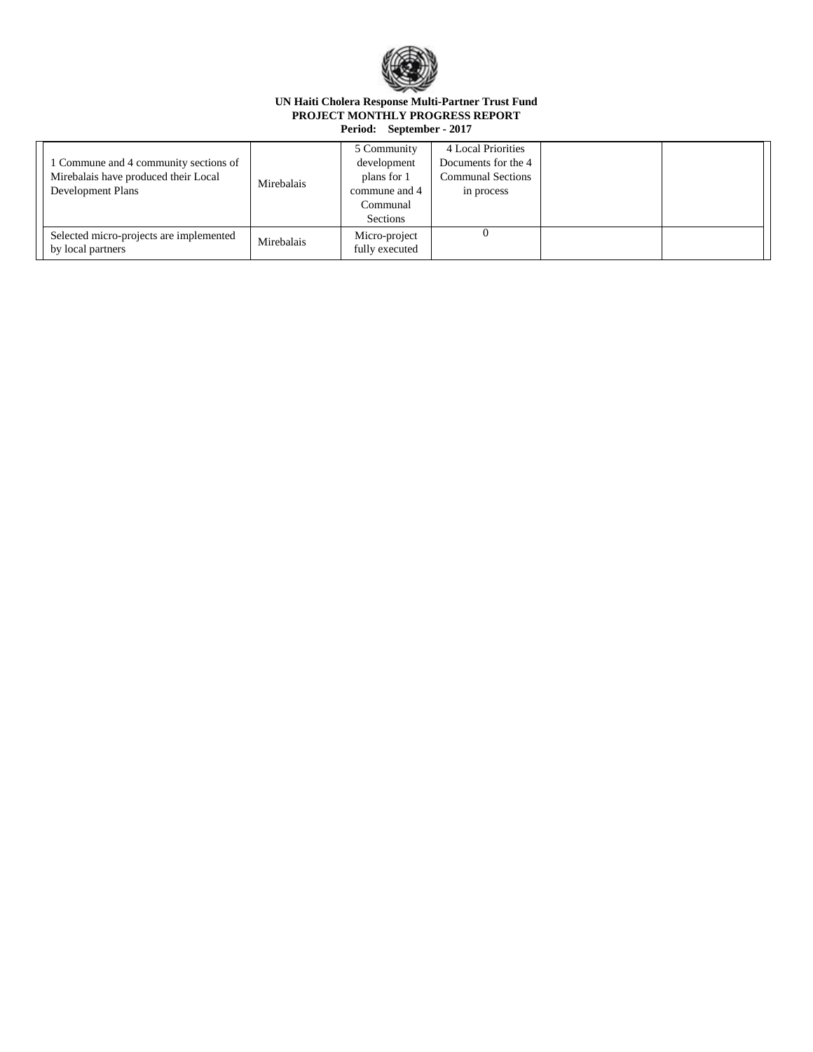**UN Haiti Cholera Response Multi-Partner Trust Fund**
**PROJECT MONTHLY PROGRESS REPORT**
**Period: September - 2017**

| | | | | | |
|---|---|---|---|---|---|
| 1 Commune and 4 community sections of Mirebalais have produced their Local Development Plans | Mirebalais | 5 Community development plans for 1 commune and 4 Communal Sections | 4 Local Priorities Documents for the 4 Communal Sections in process | | |
| Selected micro-projects are implemented by local partners | Mirebalais | Micro-project fully executed | 0 | | |